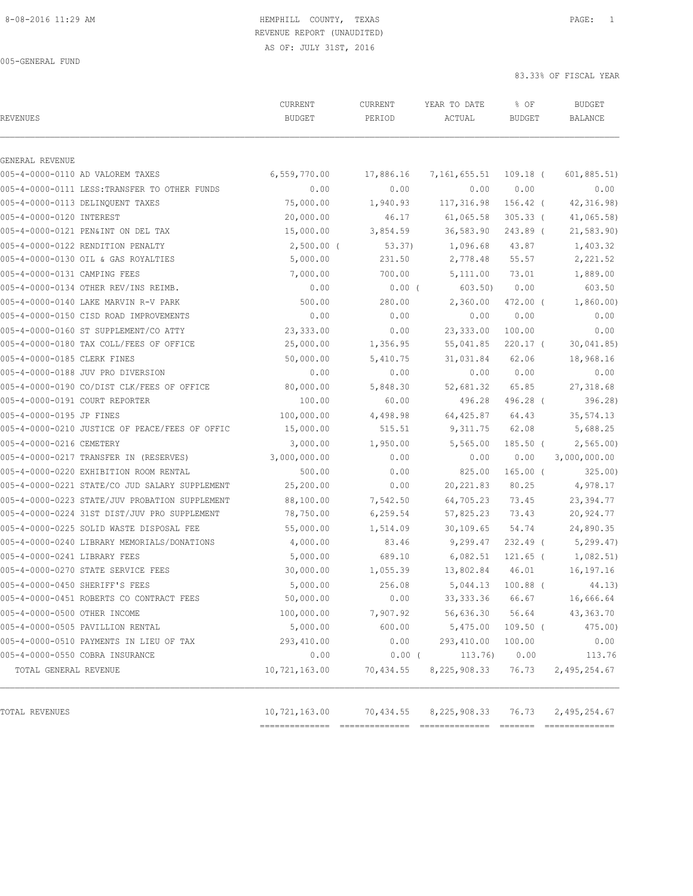HEMPHILL COUNTY, TEXAS
REVENUE REPORT (UNAUDITED)
AS OF: JULY 31ST, 2016

005-GENERAL FUND

83.33% OF FISCAL YEAR

| REVENUES | CURRENT BUDGET | CURRENT PERIOD | YEAR TO DATE ACTUAL | % OF BUDGET | BUDGET BALANCE |
|---|---|---|---|---|---|
| GENERAL REVENUE | | | | | |
| 005-4-0000-0110 AD VALOREM TAXES | 6,559,770.00 | 17,886.16 | 7,161,655.51 | 109.18 ( | 601,885.51) |
| 005-4-0000-0111 LESS:TRANSFER TO OTHER FUNDS | 0.00 | 0.00 | 0.00 | 0.00 | 0.00 |
| 005-4-0000-0113 DELINQUENT TAXES | 75,000.00 | 1,940.93 | 117,316.98 | 156.42 ( | 42,316.98) |
| 005-4-0000-0120 INTEREST | 20,000.00 | 46.17 | 61,065.58 | 305.33 ( | 41,065.58) |
| 005-4-0000-0121 PEN&INT ON DEL TAX | 15,000.00 | 3,854.59 | 36,583.90 | 243.89 ( | 21,583.90) |
| 005-4-0000-0122 RENDITION PENALTY | 2,500.00 ( | 53.37) | 1,096.68 | 43.87 | 1,403.32 |
| 005-4-0000-0130 OIL & GAS ROYALTIES | 5,000.00 | 231.50 | 2,778.48 | 55.57 | 2,221.52 |
| 005-4-0000-0131 CAMPING FEES | 7,000.00 | 700.00 | 5,111.00 | 73.01 | 1,889.00 |
| 005-4-0000-0134 OTHER REV/INS REIMB. | 0.00 | 0.00 ( | 603.50) | 0.00 | 603.50 |
| 005-4-0000-0140 LAKE MARVIN R-V PARK | 500.00 | 280.00 | 2,360.00 | 472.00 ( | 1,860.00) |
| 005-4-0000-0150 CISD ROAD IMPROVEMENTS | 0.00 | 0.00 | 0.00 | 0.00 | 0.00 |
| 005-4-0000-0160 ST SUPPLEMENT/CO ATTY | 23,333.00 | 0.00 | 23,333.00 | 100.00 | 0.00 |
| 005-4-0000-0180 TAX COLL/FEES OF OFFICE | 25,000.00 | 1,356.95 | 55,041.85 | 220.17 ( | 30,041.85) |
| 005-4-0000-0185 CLERK FINES | 50,000.00 | 5,410.75 | 31,031.84 | 62.06 | 18,968.16 |
| 005-4-0000-0188 JUV PRO DIVERSION | 0.00 | 0.00 | 0.00 | 0.00 | 0.00 |
| 005-4-0000-0190 CO/DIST CLK/FEES OF OFFICE | 80,000.00 | 5,848.30 | 52,681.32 | 65.85 | 27,318.68 |
| 005-4-0000-0191 COURT REPORTER | 100.00 | 60.00 | 496.28 | 496.28 ( | 396.28) |
| 005-4-0000-0195 JP FINES | 100,000.00 | 4,498.98 | 64,425.87 | 64.43 | 35,574.13 |
| 005-4-0000-0210 JUSTICE OF PEACE/FEES OF OFFIC | 15,000.00 | 515.51 | 9,311.75 | 62.08 | 5,688.25 |
| 005-4-0000-0216 CEMETERY | 3,000.00 | 1,950.00 | 5,565.00 | 185.50 ( | 2,565.00) |
| 005-4-0000-0217 TRANSFER IN (RESERVES) | 3,000,000.00 | 0.00 | 0.00 | 0.00 | 3,000,000.00 |
| 005-4-0000-0220 EXHIBITION ROOM RENTAL | 500.00 | 0.00 | 825.00 | 165.00 ( | 325.00) |
| 005-4-0000-0221 STATE/CO JUD SALARY SUPPLEMENT | 25,200.00 | 0.00 | 20,221.83 | 80.25 | 4,978.17 |
| 005-4-0000-0223 STATE/JUV PROBATION SUPPLEMENT | 88,100.00 | 7,542.50 | 64,705.23 | 73.45 | 23,394.77 |
| 005-4-0000-0224 31ST DIST/JUV PRO SUPPLEMENT | 78,750.00 | 6,259.54 | 57,825.23 | 73.43 | 20,924.77 |
| 005-4-0000-0225 SOLID WASTE DISPOSAL FEE | 55,000.00 | 1,514.09 | 30,109.65 | 54.74 | 24,890.35 |
| 005-4-0000-0240 LIBRARY MEMORIALS/DONATIONS | 4,000.00 | 83.46 | 9,299.47 | 232.49 ( | 5,299.47) |
| 005-4-0000-0241 LIBRARY FEES | 5,000.00 | 689.10 | 6,082.51 | 121.65 ( | 1,082.51) |
| 005-4-0000-0270 STATE SERVICE FEES | 30,000.00 | 1,055.39 | 13,802.84 | 46.01 | 16,197.16 |
| 005-4-0000-0450 SHERIFF'S FEES | 5,000.00 | 256.08 | 5,044.13 | 100.88 ( | 44.13) |
| 005-4-0000-0451 ROBERTS CO CONTRACT FEES | 50,000.00 | 0.00 | 33,333.36 | 66.67 | 16,666.64 |
| 005-4-0000-0500 OTHER INCOME | 100,000.00 | 7,907.92 | 56,636.30 | 56.64 | 43,363.70 |
| 005-4-0000-0505 PAVILLION RENTAL | 5,000.00 | 600.00 | 5,475.00 | 109.50 ( | 475.00) |
| 005-4-0000-0510 PAYMENTS IN LIEU OF TAX | 293,410.00 | 0.00 | 293,410.00 | 100.00 | 0.00 |
| 005-4-0000-0550 COBRA INSURANCE | 0.00 | 0.00 ( | 113.76) | 0.00 | 113.76 |
| TOTAL GENERAL REVENUE | 10,721,163.00 | 70,434.55 | 8,225,908.33 | 76.73 | 2,495,254.67 |
| TOTAL REVENUES | 10,721,163.00 | 70,434.55 | 8,225,908.33 | 76.73 | 2,495,254.67 |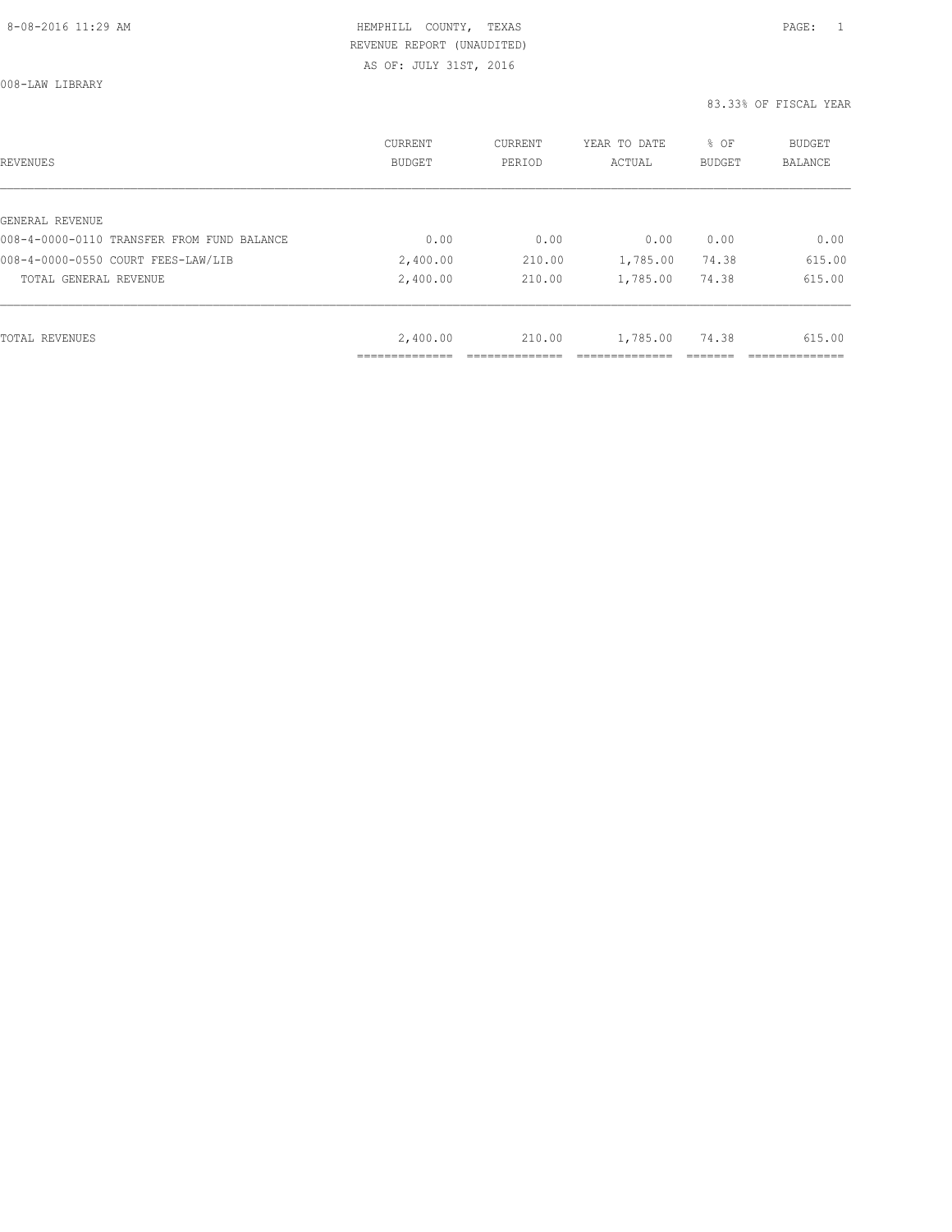8-08-2016 11:29 AM

HEMPHILL COUNTY, TEXAS
REVENUE REPORT (UNAUDITED)
AS OF: JULY 31ST, 2016

008-LAW LIBRARY

83.33% OF FISCAL YEAR

| REVENUES | CURRENT BUDGET | CURRENT PERIOD | YEAR TO DATE ACTUAL | % OF BUDGET | BUDGET BALANCE |
|---|---|---|---|---|---|
| GENERAL REVENUE | | | | | |
| 008-4-0000-0110 TRANSFER FROM FUND BALANCE | 0.00 | 0.00 | 0.00 | 0.00 | 0.00 |
| 008-4-0000-0550 COURT FEES-LAW/LIB | 2,400.00 | 210.00 | 1,785.00 | 74.38 | 615.00 |
| TOTAL GENERAL REVENUE | 2,400.00 | 210.00 | 1,785.00 | 74.38 | 615.00 |
| TOTAL REVENUES | 2,400.00 | 210.00 | 1,785.00 | 74.38 | 615.00 |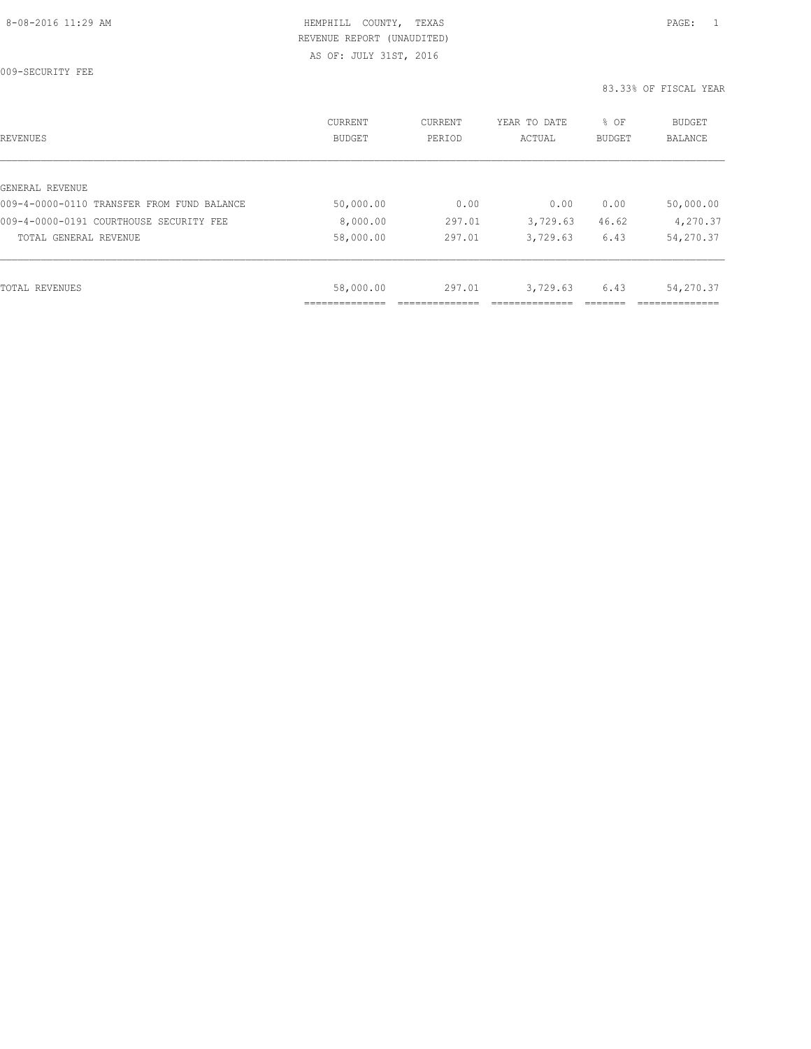HEMPHILL COUNTY, TEXAS
REVENUE REPORT (UNAUDITED)
AS OF: JULY 31ST, 2016

009-SECURITY FEE

83.33% OF FISCAL YEAR

| REVENUES | CURRENT BUDGET | CURRENT PERIOD | YEAR TO DATE ACTUAL | % OF BUDGET | BUDGET BALANCE |
|---|---|---|---|---|---|
| GENERAL REVENUE | | | | | |
| 009-4-0000-0110 TRANSFER FROM FUND BALANCE | 50,000.00 | 0.00 | 0.00 | 0.00 | 50,000.00 |
| 009-4-0000-0191 COURTHOUSE SECURITY FEE | 8,000.00 | 297.01 | 3,729.63 | 46.62 | 4,270.37 |
| TOTAL GENERAL REVENUE | 58,000.00 | 297.01 | 3,729.63 | 6.43 | 54,270.37 |
| TOTAL REVENUES | 58,000.00 | 297.01 | 3,729.63 | 6.43 | 54,270.37 |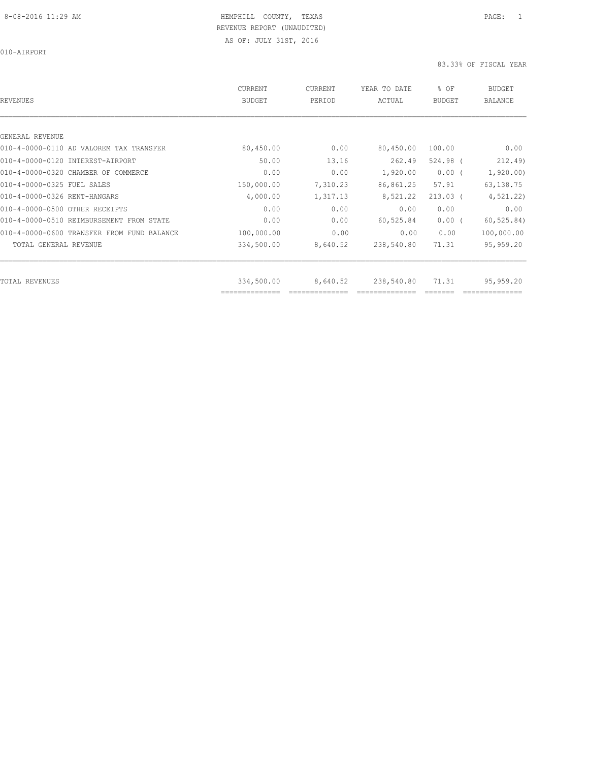HEMPHILL COUNTY, TEXAS
REVENUE REPORT (UNAUDITED)
AS OF: JULY 31ST, 2016

010-AIRPORT

83.33% OF FISCAL YEAR

| REVENUES | CURRENT BUDGET | CURRENT PERIOD | YEAR TO DATE ACTUAL | % OF BUDGET | BUDGET BALANCE |
|---|---|---|---|---|---|
| GENERAL REVENUE | | | | | |
| 010-4-0000-0110 AD VALOREM TAX TRANSFER | 80,450.00 | 0.00 | 80,450.00 | 100.00 | 0.00 |
| 010-4-0000-0120 INTEREST-AIRPORT | 50.00 | 13.16 | 262.49 | 524.98 ( | 212.49) |
| 010-4-0000-0320 CHAMBER OF COMMERCE | 0.00 | 0.00 | 1,920.00 | 0.00 ( | 1,920.00) |
| 010-4-0000-0325 FUEL SALES | 150,000.00 | 7,310.23 | 86,861.25 | 57.91 | 63,138.75 |
| 010-4-0000-0326 RENT-HANGARS | 4,000.00 | 1,317.13 | 8,521.22 | 213.03 ( | 4,521.22) |
| 010-4-0000-0500 OTHER RECEIPTS | 0.00 | 0.00 | 0.00 | 0.00 | 0.00 |
| 010-4-0000-0510 REIMBURSEMENT FROM STATE | 0.00 | 0.00 | 60,525.84 | 0.00 ( | 60,525.84) |
| 010-4-0000-0600 TRANSFER FROM FUND BALANCE | 100,000.00 | 0.00 | 0.00 | 0.00 | 100,000.00 |
| TOTAL GENERAL REVENUE | 334,500.00 | 8,640.52 | 238,540.80 | 71.31 | 95,959.20 |
| TOTAL REVENUES | 334,500.00 | 8,640.52 | 238,540.80 | 71.31 | 95,959.20 |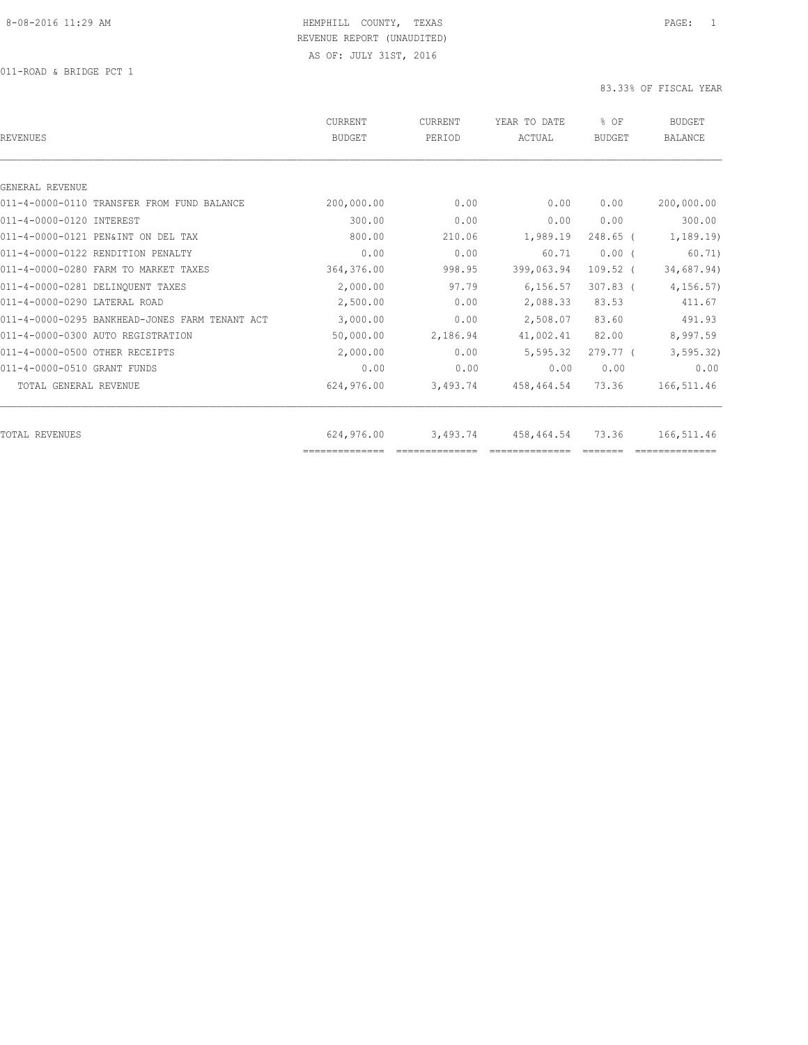8-08-2016 11:29 AM HEMPHILL COUNTY, TEXAS

REVENUE REPORT (UNAUDITED)

AS OF: JULY 31ST, 2016

011-ROAD & BRIDGE PCT 1

83.33% OF FISCAL YEAR

| REVENUES | CURRENT BUDGET | CURRENT PERIOD | YEAR TO DATE ACTUAL | % OF BUDGET | BUDGET BALANCE |
|---|---|---|---|---|---|
| GENERAL REVENUE | | | | | |
| 011-4-0000-0110 TRANSFER FROM FUND BALANCE | 200,000.00 | 0.00 | 0.00 | 0.00 | 200,000.00 |
| 011-4-0000-0120 INTEREST | 300.00 | 0.00 | 0.00 | 0.00 | 300.00 |
| 011-4-0000-0121 PEN&INT ON DEL TAX | 800.00 | 210.06 | 1,989.19 | 248.65 ( | 1,189.19) |
| 011-4-0000-0122 RENDITION PENALTY | 0.00 | 0.00 | 60.71 | 0.00 ( | 60.71) |
| 011-4-0000-0280 FARM TO MARKET TAXES | 364,376.00 | 998.95 | 399,063.94 | 109.52 ( | 34,687.94) |
| 011-4-0000-0281 DELINQUENT TAXES | 2,000.00 | 97.79 | 6,156.57 | 307.83 ( | 4,156.57) |
| 011-4-0000-0290 LATERAL ROAD | 2,500.00 | 0.00 | 2,088.33 | 83.53 | 411.67 |
| 011-4-0000-0295 BANKHEAD-JONES FARM TENANT ACT | 3,000.00 | 0.00 | 2,508.07 | 83.60 | 491.93 |
| 011-4-0000-0300 AUTO REGISTRATION | 50,000.00 | 2,186.94 | 41,002.41 | 82.00 | 8,997.59 |
| 011-4-0000-0500 OTHER RECEIPTS | 2,000.00 | 0.00 | 5,595.32 | 279.77 ( | 3,595.32) |
| 011-4-0000-0510 GRANT FUNDS | 0.00 | 0.00 | 0.00 | 0.00 | 0.00 |
| TOTAL GENERAL REVENUE | 624,976.00 | 3,493.74 | 458,464.54 | 73.36 | 166,511.46 |
| TOTAL REVENUES | 624,976.00 | 3,493.74 | 458,464.54 | 73.36 | 166,511.46 |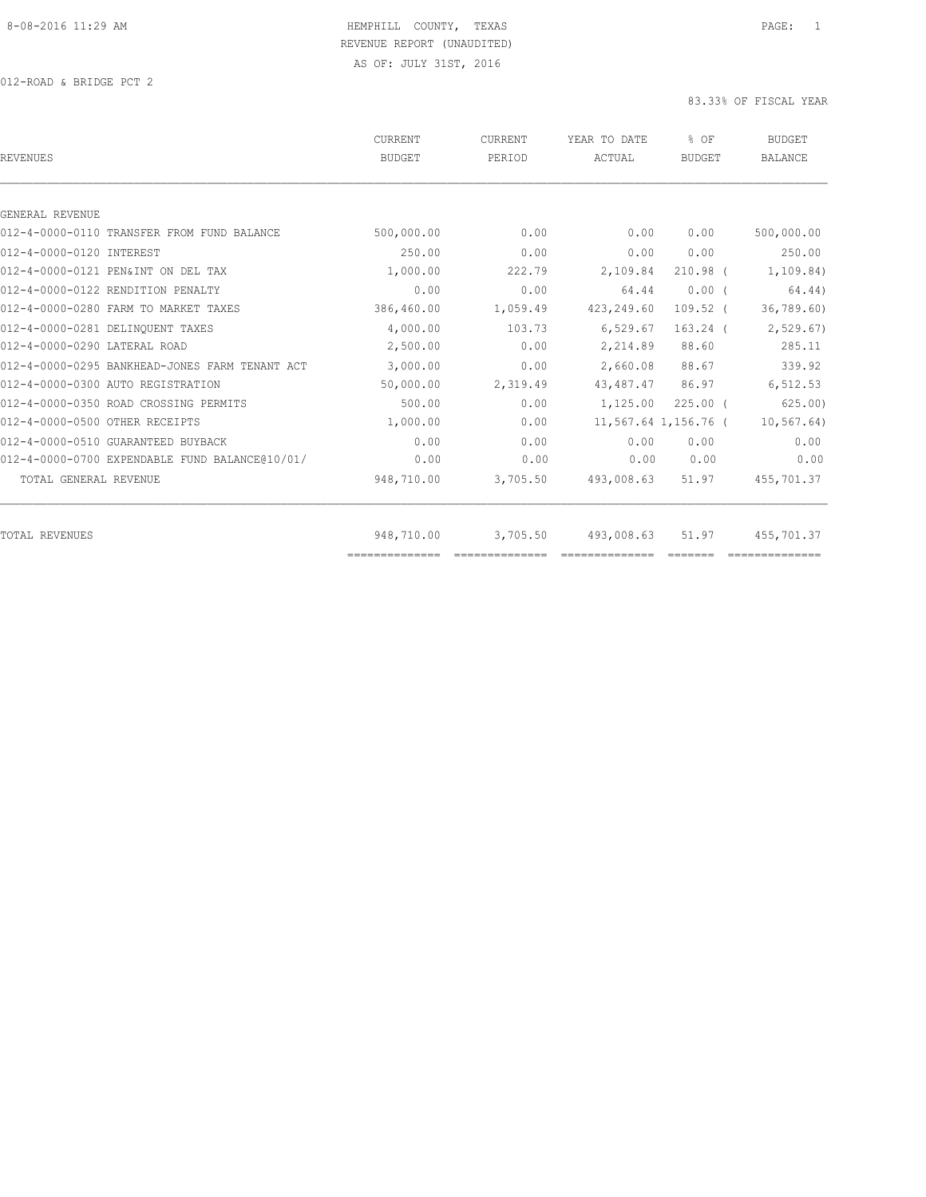8-08-2016 11:29 AM HEMPHILL COUNTY, TEXAS PAGE: 1

REVENUE REPORT (UNAUDITED)

AS OF: JULY 31ST, 2016

012-ROAD & BRIDGE PCT 2

83.33% OF FISCAL YEAR

| REVENUES | CURRENT BUDGET | CURRENT PERIOD | YEAR TO DATE ACTUAL | % OF BUDGET | BUDGET BALANCE |
|---|---|---|---|---|---|
| GENERAL REVENUE | | | | | |
| 012-4-0000-0110 TRANSFER FROM FUND BALANCE | 500,000.00 | 0.00 | 0.00 | 0.00 | 500,000.00 |
| 012-4-0000-0120 INTEREST | 250.00 | 0.00 | 0.00 | 0.00 | 250.00 |
| 012-4-0000-0121 PEN&INT ON DEL TAX | 1,000.00 | 222.79 | 2,109.84 | 210.98 ( | 1,109.84) |
| 012-4-0000-0122 RENDITION PENALTY | 0.00 | 0.00 | 64.44 | 0.00 ( | 64.44) |
| 012-4-0000-0280 FARM TO MARKET TAXES | 386,460.00 | 1,059.49 | 423,249.60 | 109.52 ( | 36,789.60) |
| 012-4-0000-0281 DELINQUENT TAXES | 4,000.00 | 103.73 | 6,529.67 | 163.24 ( | 2,529.67) |
| 012-4-0000-0290 LATERAL ROAD | 2,500.00 | 0.00 | 2,214.89 | 88.60 | 285.11 |
| 012-4-0000-0295 BANKHEAD-JONES FARM TENANT ACT | 3,000.00 | 0.00 | 2,660.08 | 88.67 | 339.92 |
| 012-4-0000-0300 AUTO REGISTRATION | 50,000.00 | 2,319.49 | 43,487.47 | 86.97 | 6,512.53 |
| 012-4-0000-0350 ROAD CROSSING PERMITS | 500.00 | 0.00 | 1,125.00 | 225.00 ( | 625.00) |
| 012-4-0000-0500 OTHER RECEIPTS | 1,000.00 | 0.00 | 11,567.64 | 1,156.76 ( | 10,567.64) |
| 012-4-0000-0510 GUARANTEED BUYBACK | 0.00 | 0.00 | 0.00 | 0.00 | 0.00 |
| 012-4-0000-0700 EXPENDABLE FUND BALANCE@10/01/ | 0.00 | 0.00 | 0.00 | 0.00 | 0.00 |
| TOTAL GENERAL REVENUE | 948,710.00 | 3,705.50 | 493,008.63 | 51.97 | 455,701.37 |
| TOTAL REVENUES | 948,710.00 | 3,705.50 | 493,008.63 | 51.97 | 455,701.37 |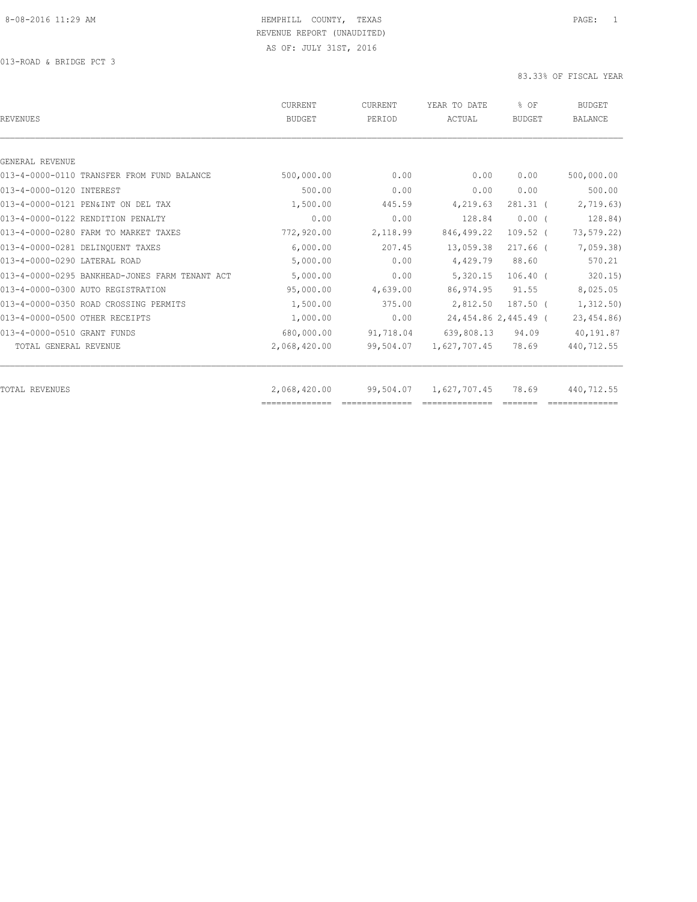8-08-2016 11:29 AM

HEMPHILL COUNTY, TEXAS
REVENUE REPORT (UNAUDITED)
AS OF: JULY 31ST, 2016

013-ROAD & BRIDGE PCT 3

83.33% OF FISCAL YEAR

| REVENUES | CURRENT BUDGET | CURRENT PERIOD | YEAR TO DATE ACTUAL | % OF BUDGET | BUDGET BALANCE |
|---|---|---|---|---|---|
| GENERAL REVENUE | | | | | |
| 013-4-0000-0110 TRANSFER FROM FUND BALANCE | 500,000.00 | 0.00 | 0.00 | 0.00 | 500,000.00 |
| 013-4-0000-0120 INTEREST | 500.00 | 0.00 | 0.00 | 0.00 | 500.00 |
| 013-4-0000-0121 PEN&INT ON DEL TAX | 1,500.00 | 445.59 | 4,219.63 | 281.31 | ( 2,719.63) |
| 013-4-0000-0122 RENDITION PENALTY | 0.00 | 0.00 | 128.84 | 0.00 | ( 128.84) |
| 013-4-0000-0280 FARM TO MARKET TAXES | 772,920.00 | 2,118.99 | 846,499.22 | 109.52 | ( 73,579.22) |
| 013-4-0000-0281 DELINQUENT TAXES | 6,000.00 | 207.45 | 13,059.38 | 217.66 | ( 7,059.38) |
| 013-4-0000-0290 LATERAL ROAD | 5,000.00 | 0.00 | 4,429.79 | 88.60 | 570.21 |
| 013-4-0000-0295 BANKHEAD-JONES FARM TENANT ACT | 5,000.00 | 0.00 | 5,320.15 | 106.40 | ( 320.15) |
| 013-4-0000-0300 AUTO REGISTRATION | 95,000.00 | 4,639.00 | 86,974.95 | 91.55 | 8,025.05 |
| 013-4-0000-0350 ROAD CROSSING PERMITS | 1,500.00 | 375.00 | 2,812.50 | 187.50 | ( 1,312.50) |
| 013-4-0000-0500 OTHER RECEIPTS | 1,000.00 | 0.00 | 24,454.86 | 2,445.49 | ( 23,454.86) |
| 013-4-0000-0510 GRANT FUNDS | 680,000.00 | 91,718.04 | 639,808.13 | 94.09 | 40,191.87 |
| TOTAL GENERAL REVENUE | 2,068,420.00 | 99,504.07 | 1,627,707.45 | 78.69 | 440,712.55 |
| TOTAL REVENUES | 2,068,420.00 | 99,504.07 | 1,627,707.45 | 78.69 | 440,712.55 |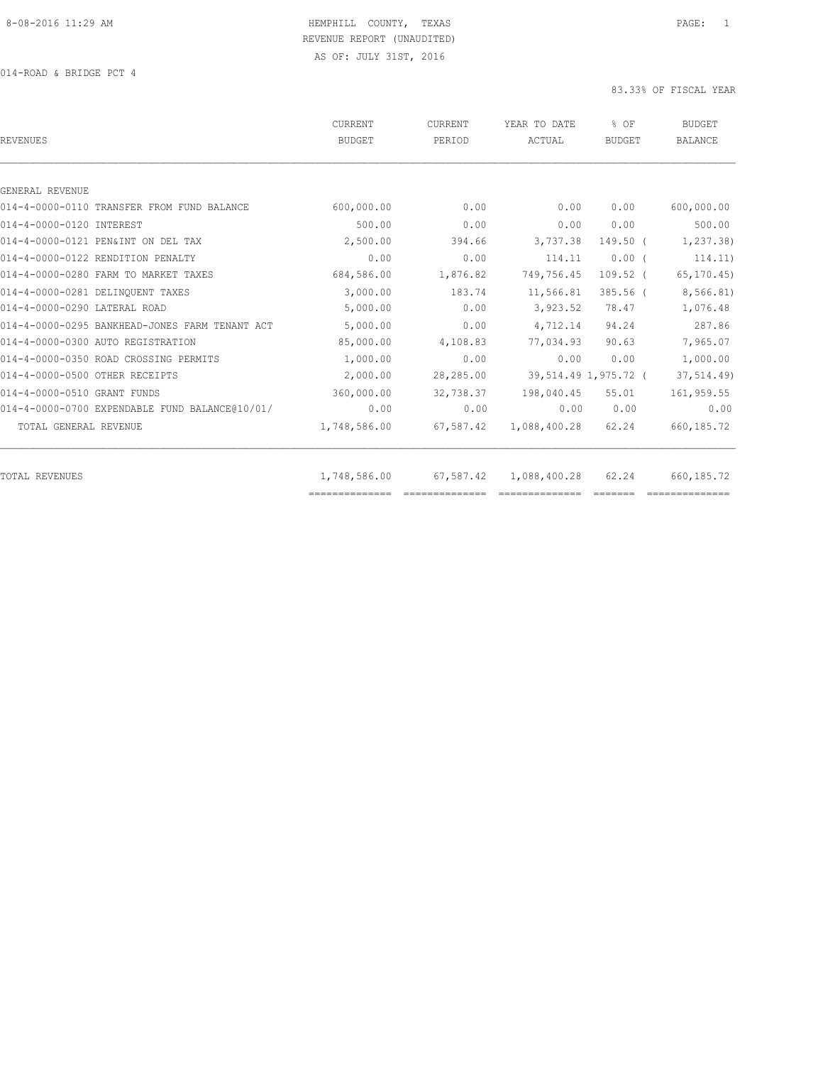HEMPHILL COUNTY, TEXAS
REVENUE REPORT (UNAUDITED)
AS OF: JULY 31ST, 2016

014-ROAD & BRIDGE PCT 4

83.33% OF FISCAL YEAR

| REVENUES | CURRENT BUDGET | CURRENT PERIOD | YEAR TO DATE ACTUAL | % OF BUDGET | BUDGET BALANCE |
|---|---|---|---|---|---|
| GENERAL REVENUE | | | | | |
| 014-4-0000-0110 TRANSFER FROM FUND BALANCE | 600,000.00 | 0.00 | 0.00 | 0.00 | 600,000.00 |
| 014-4-0000-0120 INTEREST | 500.00 | 0.00 | 0.00 | 0.00 | 500.00 |
| 014-4-0000-0121 PEN&INT ON DEL TAX | 2,500.00 | 394.66 | 3,737.38 | 149.50 | ( 1,237.38) |
| 014-4-0000-0122 RENDITION PENALTY | 0.00 | 0.00 | 114.11 | 0.00 | ( 114.11) |
| 014-4-0000-0280 FARM TO MARKET TAXES | 684,586.00 | 1,876.82 | 749,756.45 | 109.52 | ( 65,170.45) |
| 014-4-0000-0281 DELINQUENT TAXES | 3,000.00 | 183.74 | 11,566.81 | 385.56 | ( 8,566.81) |
| 014-4-0000-0290 LATERAL ROAD | 5,000.00 | 0.00 | 3,923.52 | 78.47 | 1,076.48 |
| 014-4-0000-0295 BANKHEAD-JONES FARM TENANT ACT | 5,000.00 | 0.00 | 4,712.14 | 94.24 | 287.86 |
| 014-4-0000-0300 AUTO REGISTRATION | 85,000.00 | 4,108.83 | 77,034.93 | 90.63 | 7,965.07 |
| 014-4-0000-0350 ROAD CROSSING PERMITS | 1,000.00 | 0.00 | 0.00 | 0.00 | 1,000.00 |
| 014-4-0000-0500 OTHER RECEIPTS | 2,000.00 | 28,285.00 | 39,514.49 | 1,975.72 | ( 37,514.49) |
| 014-4-0000-0510 GRANT FUNDS | 360,000.00 | 32,738.37 | 198,040.45 | 55.01 | 161,959.55 |
| 014-4-0000-0700 EXPENDABLE FUND BALANCE@10/01/ | 0.00 | 0.00 | 0.00 | 0.00 | 0.00 |
| TOTAL GENERAL REVENUE | 1,748,586.00 | 67,587.42 | 1,088,400.28 | 62.24 | 660,185.72 |
| TOTAL REVENUES | 1,748,586.00 | 67,587.42 | 1,088,400.28 | 62.24 | 660,185.72 |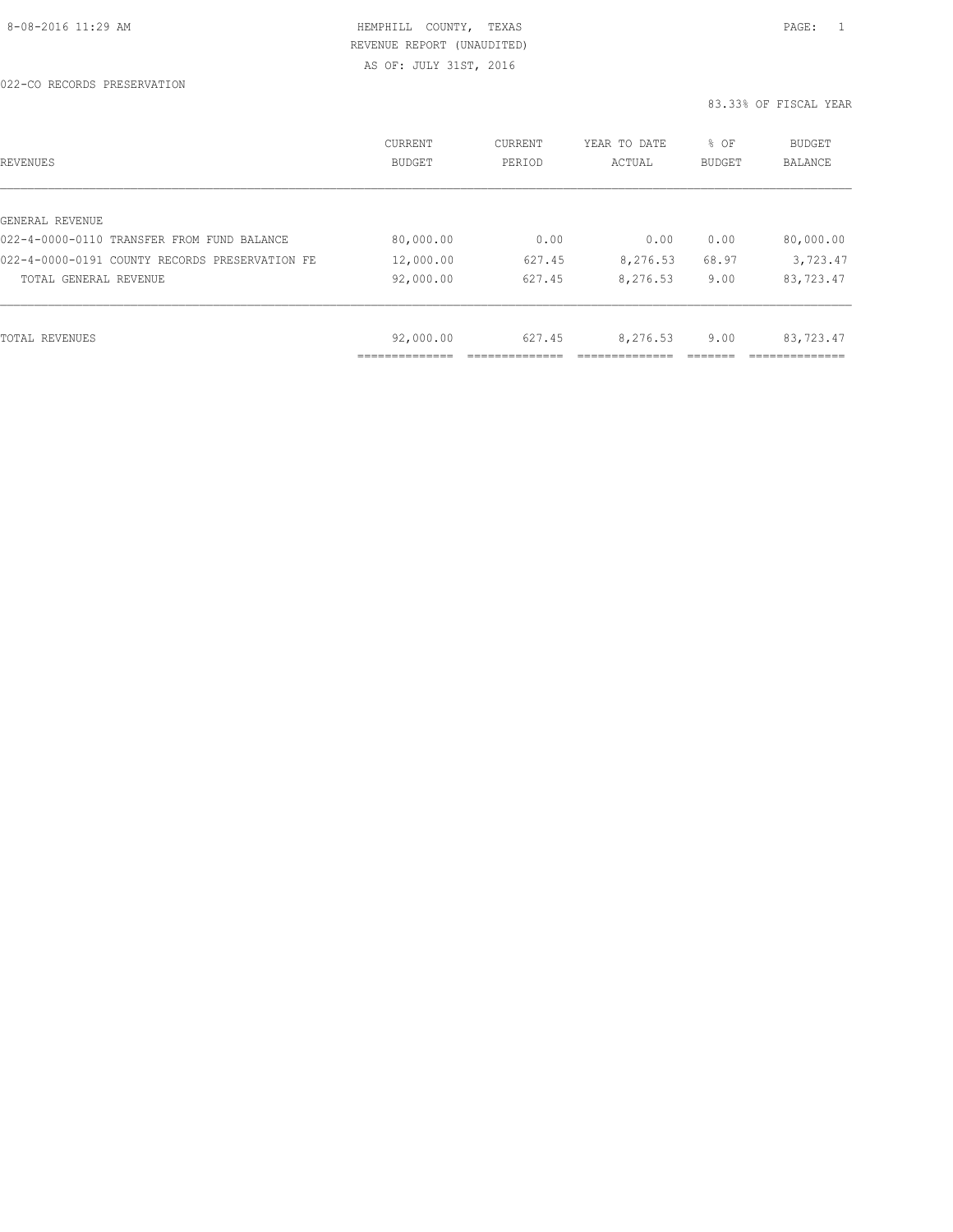HEMPHILL COUNTY, TEXAS

REVENUE REPORT (UNAUDITED)

AS OF: JULY 31ST, 2016

022-CO RECORDS PRESERVATION

83.33% OF FISCAL YEAR

| REVENUES | CURRENT BUDGET | CURRENT PERIOD | YEAR TO DATE ACTUAL | % OF BUDGET | BUDGET BALANCE |
|---|---|---|---|---|---|
| GENERAL REVENUE | | | | | |
| 022-4-0000-0110 TRANSFER FROM FUND BALANCE | 80,000.00 | 0.00 | 0.00 | 0.00 | 80,000.00 |
| 022-4-0000-0191 COUNTY RECORDS PRESERVATION FE | 12,000.00 | 627.45 | 8,276.53 | 68.97 | 3,723.47 |
| TOTAL GENERAL REVENUE | 92,000.00 | 627.45 | 8,276.53 | 9.00 | 83,723.47 |
| TOTAL REVENUES | 92,000.00 | 627.45 | 8,276.53 | 9.00 | 83,723.47 |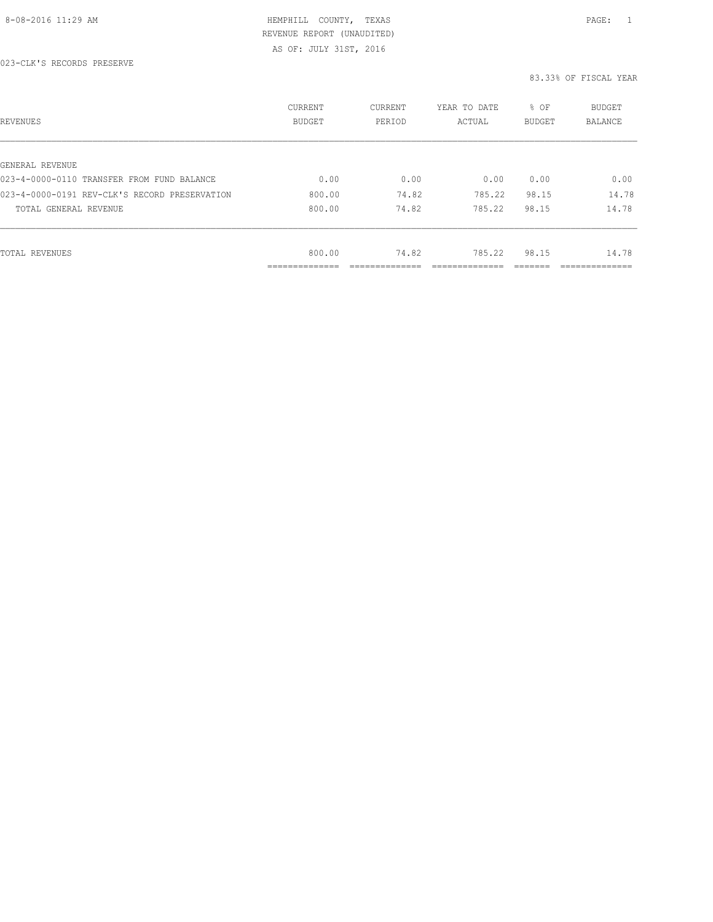8-08-2016 11:29 AM — HEMPHILL COUNTY, TEXAS

REVENUE REPORT (UNAUDITED)

AS OF: JULY 31ST, 2016

023-CLK'S RECORDS PRESERVE

83.33% OF FISCAL YEAR

| REVENUES | CURRENT BUDGET | CURRENT PERIOD | YEAR TO DATE ACTUAL | % OF BUDGET | BUDGET BALANCE |
|---|---|---|---|---|---|
| GENERAL REVENUE | | | | | |
| 023-4-0000-0110 TRANSFER FROM FUND BALANCE | 0.00 | 0.00 | 0.00 | 0.00 | 0.00 |
| 023-4-0000-0191 REV-CLK'S RECORD PRESERVATION | 800.00 | 74.82 | 785.22 | 98.15 | 14.78 |
| TOTAL GENERAL REVENUE | 800.00 | 74.82 | 785.22 | 98.15 | 14.78 |
| TOTAL REVENUES | 800.00 | 74.82 | 785.22 | 98.15 | 14.78 |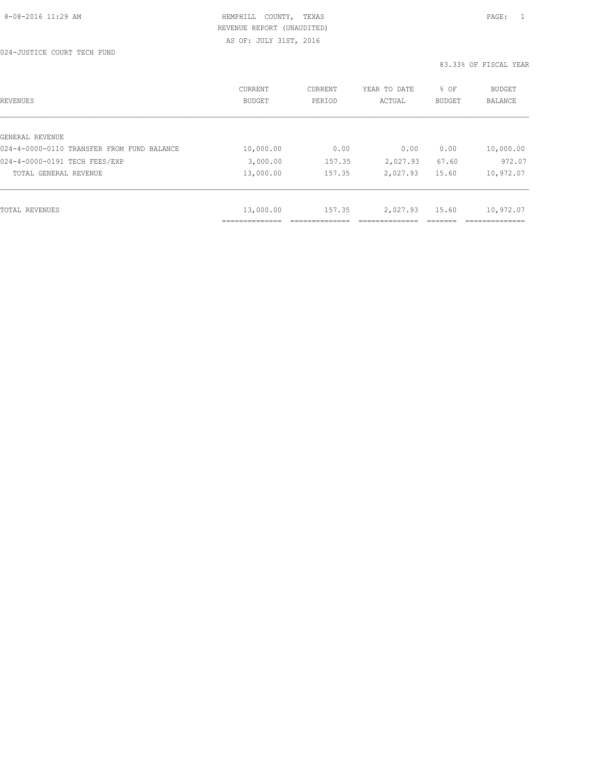HEMPHILL COUNTY, TEXAS
REVENUE REPORT (UNAUDITED)
AS OF: JULY 31ST, 2016

024-JUSTICE COURT TECH FUND

83.33% OF FISCAL YEAR

| REVENUES | CURRENT BUDGET | CURRENT PERIOD | YEAR TO DATE ACTUAL | % OF BUDGET | BUDGET BALANCE |
|---|---|---|---|---|---|
| GENERAL REVENUE | | | | | |
| 024-4-0000-0110 TRANSFER FROM FUND BALANCE | 10,000.00 | 0.00 | 0.00 | 0.00 | 10,000.00 |
| 024-4-0000-0191 TECH FEES/EXP | 3,000.00 | 157.35 | 2,027.93 | 67.60 | 972.07 |
| TOTAL GENERAL REVENUE | 13,000.00 | 157.35 | 2,027.93 | 15.60 | 10,972.07 |
| TOTAL REVENUES | 13,000.00 | 157.35 | 2,027.93 | 15.60 | 10,972.07 |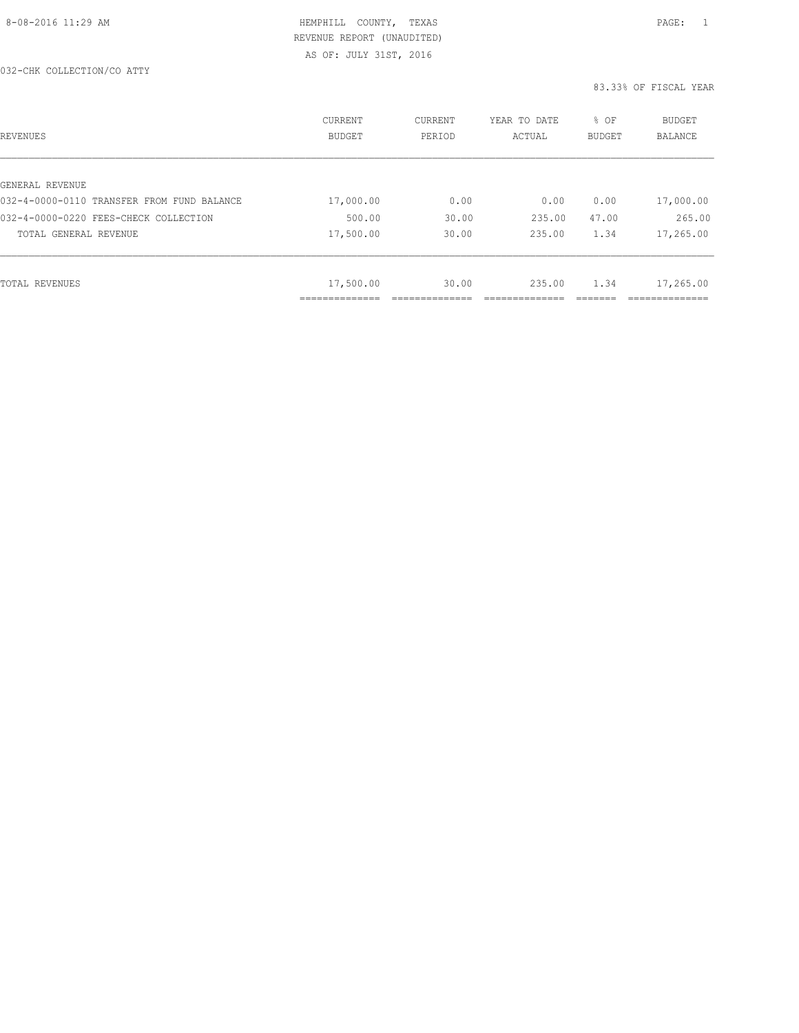HEMPHILL COUNTY, TEXAS
REVENUE REPORT (UNAUDITED)
AS OF: JULY 31ST, 2016

032-CHK COLLECTION/CO ATTY

83.33% OF FISCAL YEAR

| REVENUES | CURRENT BUDGET | CURRENT PERIOD | YEAR TO DATE ACTUAL | % OF BUDGET | BUDGET BALANCE |
|---|---|---|---|---|---|
| GENERAL REVENUE | | | | | |
| 032-4-0000-0110 TRANSFER FROM FUND BALANCE | 17,000.00 | 0.00 | 0.00 | 0.00 | 17,000.00 |
| 032-4-0000-0220 FEES-CHECK COLLECTION | 500.00 | 30.00 | 235.00 | 47.00 | 265.00 |
| TOTAL GENERAL REVENUE | 17,500.00 | 30.00 | 235.00 | 1.34 | 17,265.00 |
| TOTAL REVENUES | 17,500.00 | 30.00 | 235.00 | 1.34 | 17,265.00 |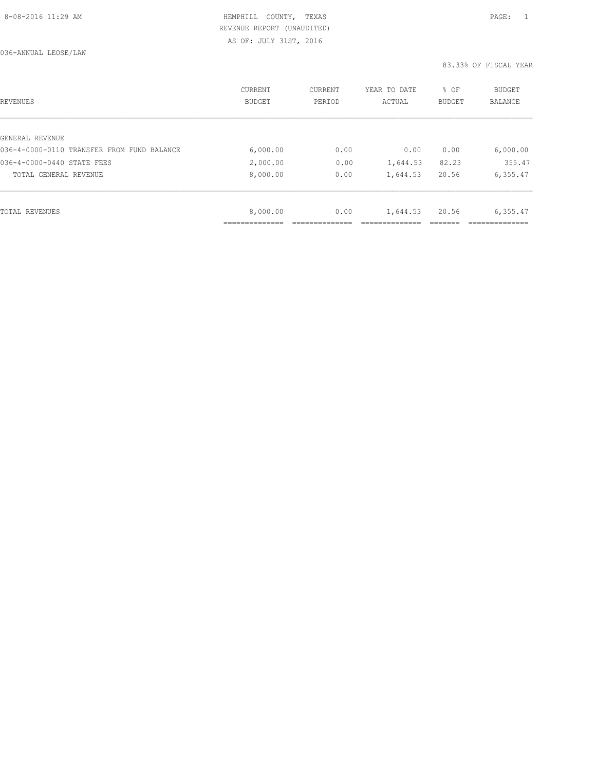HEMPHILL COUNTY, TEXAS
REVENUE REPORT (UNAUDITED)
AS OF: JULY 31ST, 2016

036-ANNUAL LEOSE/LAW

83.33% OF FISCAL YEAR

| REVENUES | CURRENT BUDGET | CURRENT PERIOD | YEAR TO DATE ACTUAL | % OF BUDGET | BUDGET BALANCE |
|---|---|---|---|---|---|
| GENERAL REVENUE | | | | | |
| 036-4-0000-0110 TRANSFER FROM FUND BALANCE | 6,000.00 | 0.00 | 0.00 | 0.00 | 6,000.00 |
| 036-4-0000-0440 STATE FEES | 2,000.00 | 0.00 | 1,644.53 | 82.23 | 355.47 |
| TOTAL GENERAL REVENUE | 8,000.00 | 0.00 | 1,644.53 | 20.56 | 6,355.47 |
| TOTAL REVENUES | 8,000.00 | 0.00 | 1,644.53 | 20.56 | 6,355.47 |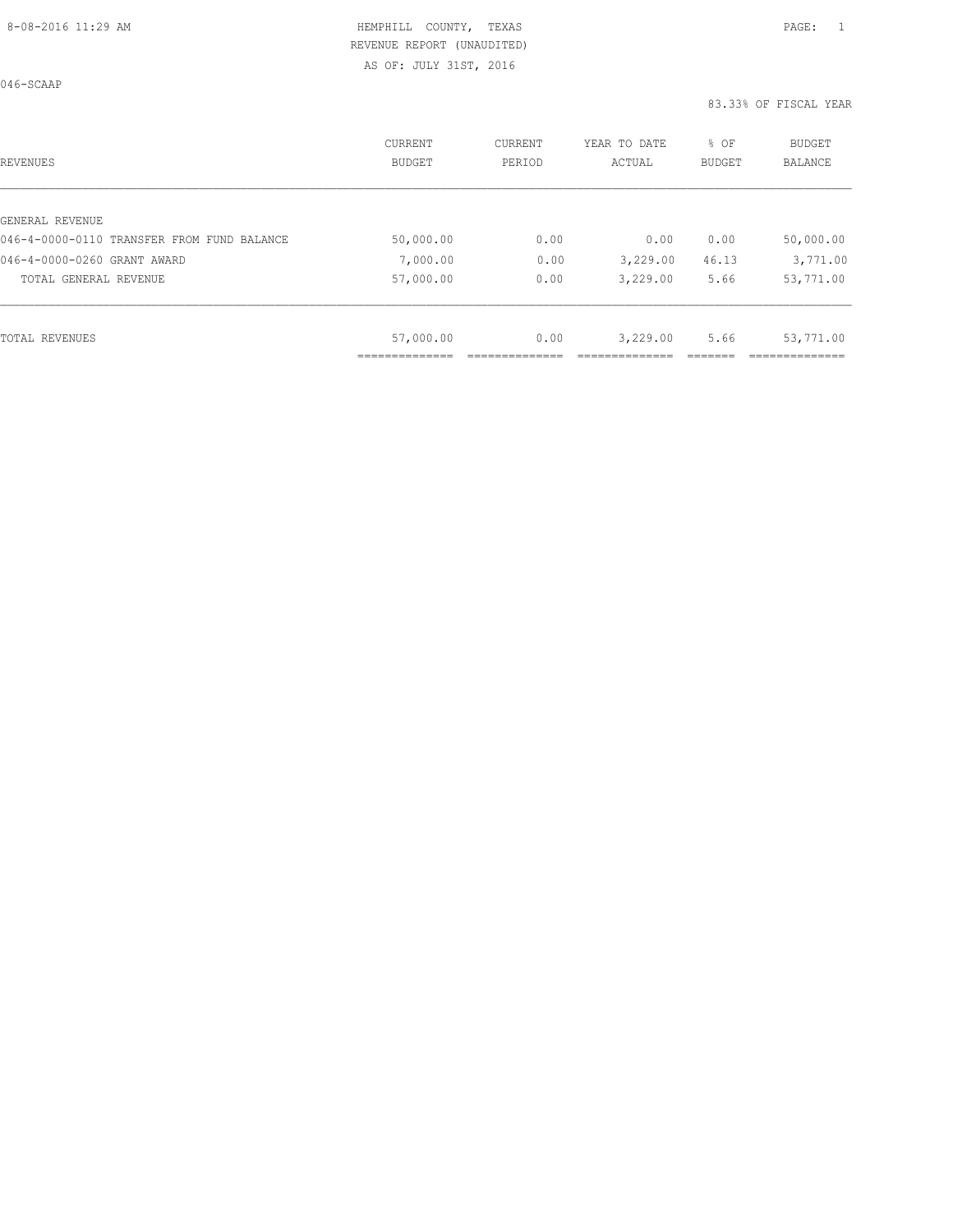HEMPHILL COUNTY, TEXAS
REVENUE REPORT (UNAUDITED)
AS OF: JULY 31ST, 2016

046-SCAAP

83.33% OF FISCAL YEAR

| REVENUES | CURRENT BUDGET | CURRENT PERIOD | YEAR TO DATE ACTUAL | % OF BUDGET | BUDGET BALANCE |
|---|---|---|---|---|---|
| GENERAL REVENUE | | | | | |
| 046-4-0000-0110 TRANSFER FROM FUND BALANCE | 50,000.00 | 0.00 | 0.00 | 0.00 | 50,000.00 |
| 046-4-0000-0260 GRANT AWARD | 7,000.00 | 0.00 | 3,229.00 | 46.13 | 3,771.00 |
| TOTAL GENERAL REVENUE | 57,000.00 | 0.00 | 3,229.00 | 5.66 | 53,771.00 |
| TOTAL REVENUES | 57,000.00 | 0.00 | 3,229.00 | 5.66 | 53,771.00 |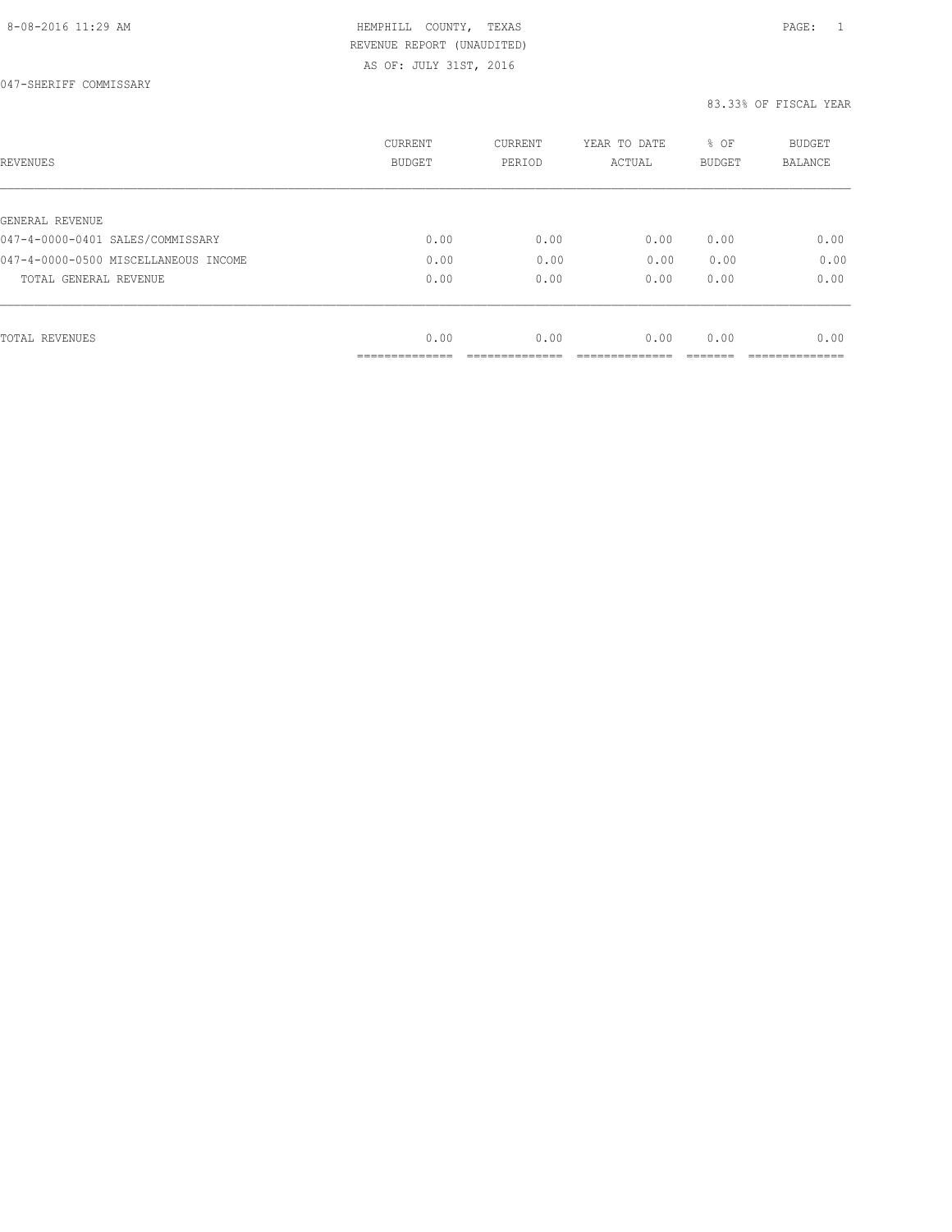HEMPHILL COUNTY, TEXAS
REVENUE REPORT (UNAUDITED)
AS OF: JULY 31ST, 2016

047-SHERIFF COMMISSARY

83.33% OF FISCAL YEAR

| REVENUES | CURRENT BUDGET | CURRENT PERIOD | YEAR TO DATE ACTUAL | % OF BUDGET | BUDGET BALANCE |
|---|---|---|---|---|---|
| GENERAL REVENUE | | | | | |
| 047-4-0000-0401 SALES/COMMISSARY | 0.00 | 0.00 | 0.00 | 0.00 | 0.00 |
| 047-4-0000-0500 MISCELLANEOUS INCOME | 0.00 | 0.00 | 0.00 | 0.00 | 0.00 |
| TOTAL GENERAL REVENUE | 0.00 | 0.00 | 0.00 | 0.00 | 0.00 |
| TOTAL REVENUES | 0.00 | 0.00 | 0.00 | 0.00 | 0.00 |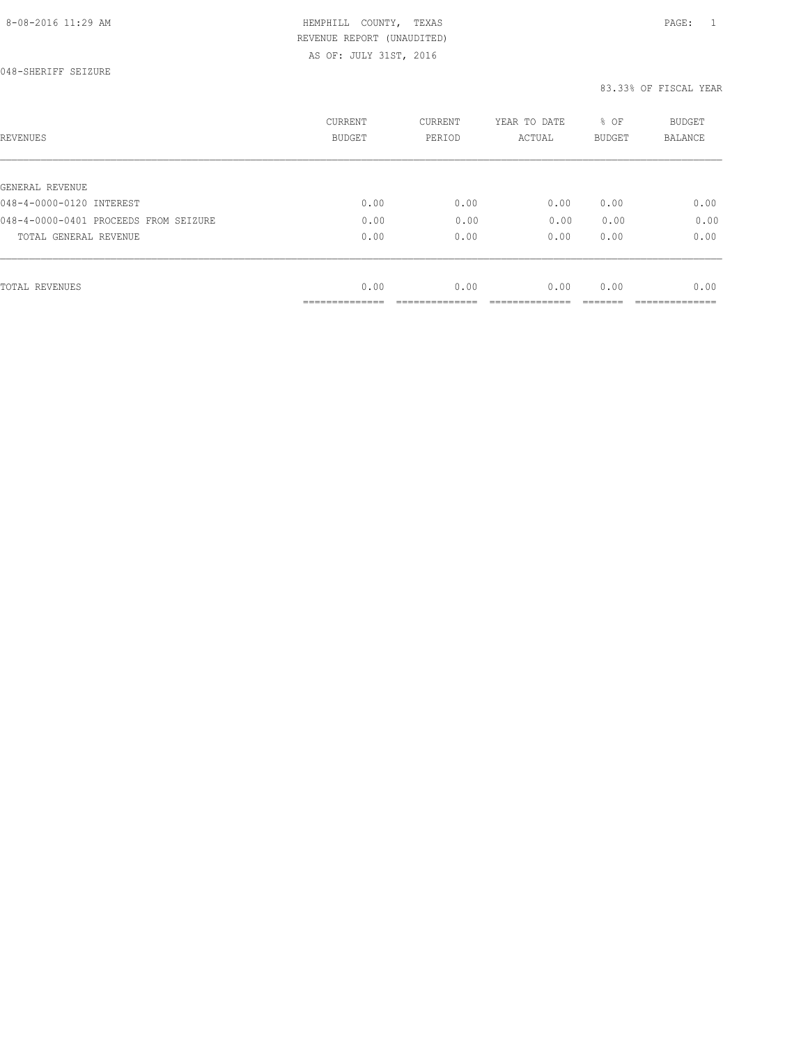HEMPHILL COUNTY, TEXAS
REVENUE REPORT (UNAUDITED)
AS OF: JULY 31ST, 2016

048-SHERIFF SEIZURE

83.33% OF FISCAL YEAR

| REVENUES | CURRENT BUDGET | CURRENT PERIOD | YEAR TO DATE ACTUAL | % OF BUDGET | BUDGET BALANCE |
|---|---|---|---|---|---|
| GENERAL REVENUE | | | | | |
| 048-4-0000-0120 INTEREST | 0.00 | 0.00 | 0.00 | 0.00 | 0.00 |
| 048-4-0000-0401 PROCEEDS FROM SEIZURE | 0.00 | 0.00 | 0.00 | 0.00 | 0.00 |
| TOTAL GENERAL REVENUE | 0.00 | 0.00 | 0.00 | 0.00 | 0.00 |
| TOTAL REVENUES | 0.00 | 0.00 | 0.00 | 0.00 | 0.00 |